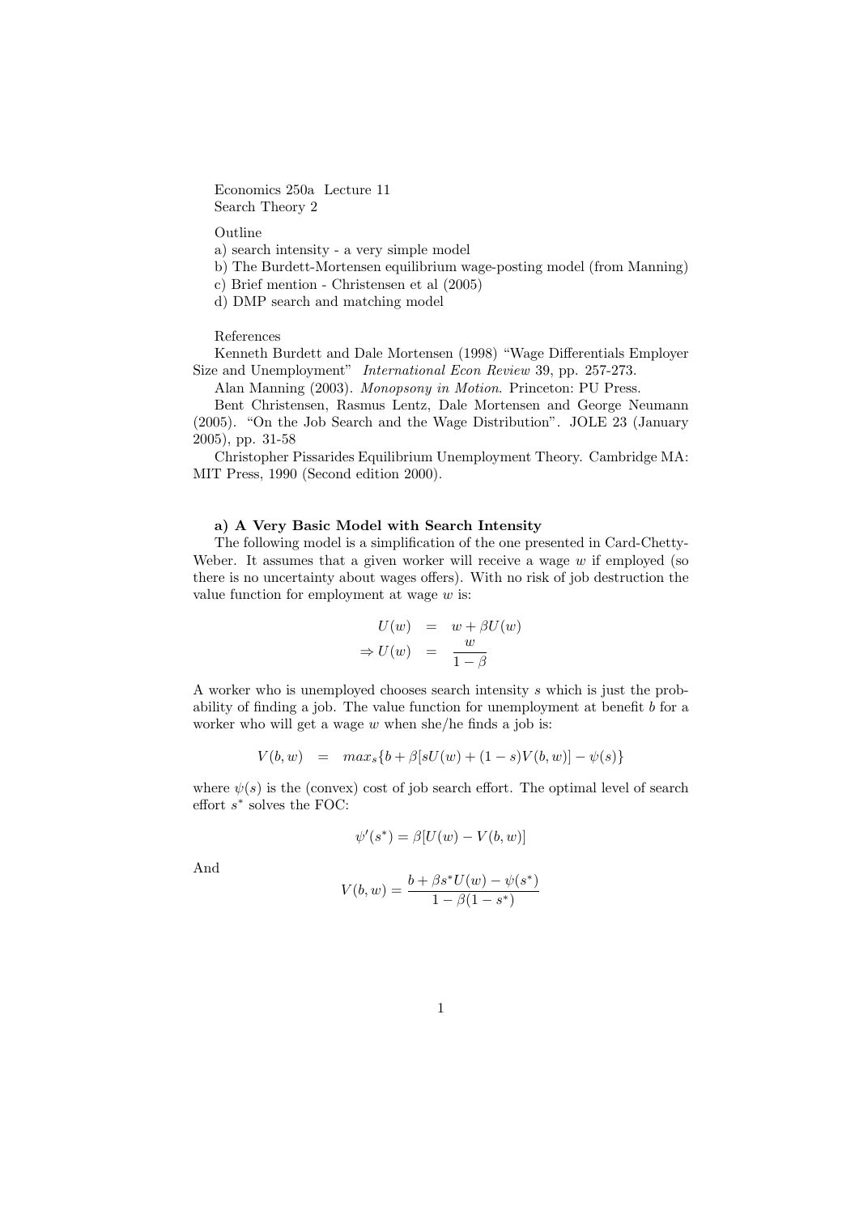Economics 250a Lecture 11
Search Theory 2

Outline

a) search intensity - a very simple model
b) The Burdett-Mortensen equilibrium wage-posting model (from Manning)
c) Brief mention - Christensen et al (2005)
d) DMP search and matching model

References

Kenneth Burdett and Dale Mortensen (1998) "Wage Differentials Employer Size and Unemployment" *International Econ Review* 39, pp. 257-273.

Alan Manning (2003). *Monopsony in Motion.* Princeton: PU Press.

Bent Christensen, Rasmus Lentz, Dale Mortensen and George Neumann (2005). "On the Job Search and the Wage Distribution". JOLE 23 (January 2005), pp. 31-58

Christopher Pissarides Equilibrium Unemployment Theory. Cambridge MA: MIT Press, 1990 (Second edition 2000).

### a) A Very Basic Model with Search Intensity

The following model is a simplification of the one presented in Card-Chetty-Weber. It assumes that a given worker will receive a wage $w$ if employed (so there is no uncertainty about wages offers). With no risk of job destruction the value function for employment at wage $w$ is:

$$
\begin{aligned}
U(w) &= w + \beta U(w) \\
\Rightarrow U(w) &= \frac{w}{1-\beta}
\end{aligned}
$$

A worker who is unemployed chooses search intensity $s$ which is just the probability of finding a job. The value function for unemployment at benefit $b$ for a worker who will get a wage $w$ when she/he finds a job is:

$$
V(b,w) = max_s\{b + \beta[sU(w) + (1-s)V(b,w)] - \psi(s)\}
$$

where $\psi(s)$ is the (convex) cost of job search effort. The optimal level of search effort $s^*$ solves the FOC:

$$
\psi'(s^*) = \beta[U(w) - V(b,w)]
$$

And

$$
V(b,w) = \frac{b + \beta s^* U(w) - \psi(s^*)}{1 - \beta(1-s^*)}
$$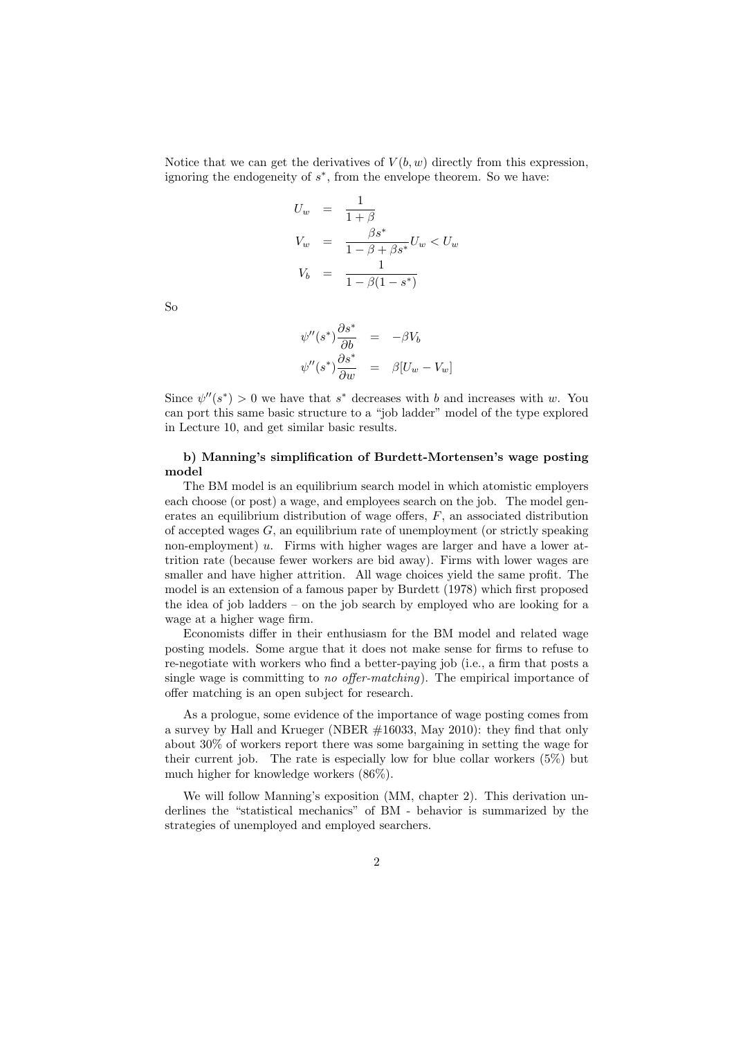Notice that we can get the derivatives of $V(b, w)$ directly from this expression, ignoring the endogeneity of $s^*$, from the envelope theorem. So we have:

$$
\begin{aligned}
U_w &= \frac{1}{1+\beta} \\
V_w &= \frac{\beta s^*}{1-\beta+\beta s^*} U_w < U_w \\
V_b &= \frac{1}{1-\beta(1-s^*)}
\end{aligned}
$$

So

$$
\begin{aligned}
\psi''(s^*) \frac{\partial s^*}{\partial b} &= -\beta V_b \\
\psi''(s^*) \frac{\partial s^*}{\partial w} &= \beta [U_w - V_w]
\end{aligned}
$$

Since $\psi''(s^*) > 0$ we have that $s^*$ decreases with $b$ and increases with $w$. You can port this same basic structure to a "job ladder" model of the type explored in Lecture 10, and get similar basic results.

### b) Manning's simplification of Burdett-Mortensen's wage posting model

The BM model is an equilibrium search model in which atomistic employers each choose (or post) a wage, and employees search on the job. The model generates an equilibrium distribution of wage offers, $F$, an associated distribution of accepted wages $G$, an equilibrium rate of unemployment (or strictly speaking non-employment) $u$. Firms with higher wages are larger and have a lower attrition rate (because fewer workers are bid away). Firms with lower wages are smaller and have higher attrition. All wage choices yield the same profit. The model is an extension of a famous paper by Burdett (1978) which first proposed the idea of job ladders – on the job search by employed who are looking for a wage at a higher wage firm.

Economists differ in their enthusiasm for the BM model and related wage posting models. Some argue that it does not make sense for firms to refuse to re-negotiate with workers who find a better-paying job (i.e., a firm that posts a single wage is committing to *no offer-matching*). The empirical importance of offer matching is an open subject for research.

As a prologue, some evidence of the importance of wage posting comes from a survey by Hall and Krueger (NBER #16033, May 2010): they find that only about 30% of workers report there was some bargaining in setting the wage for their current job. The rate is especially low for blue collar workers (5%) but much higher for knowledge workers (86%).

We will follow Manning's exposition (MM, chapter 2). This derivation underlines the "statistical mechanics" of BM - behavior is summarized by the strategies of unemployed and employed searchers.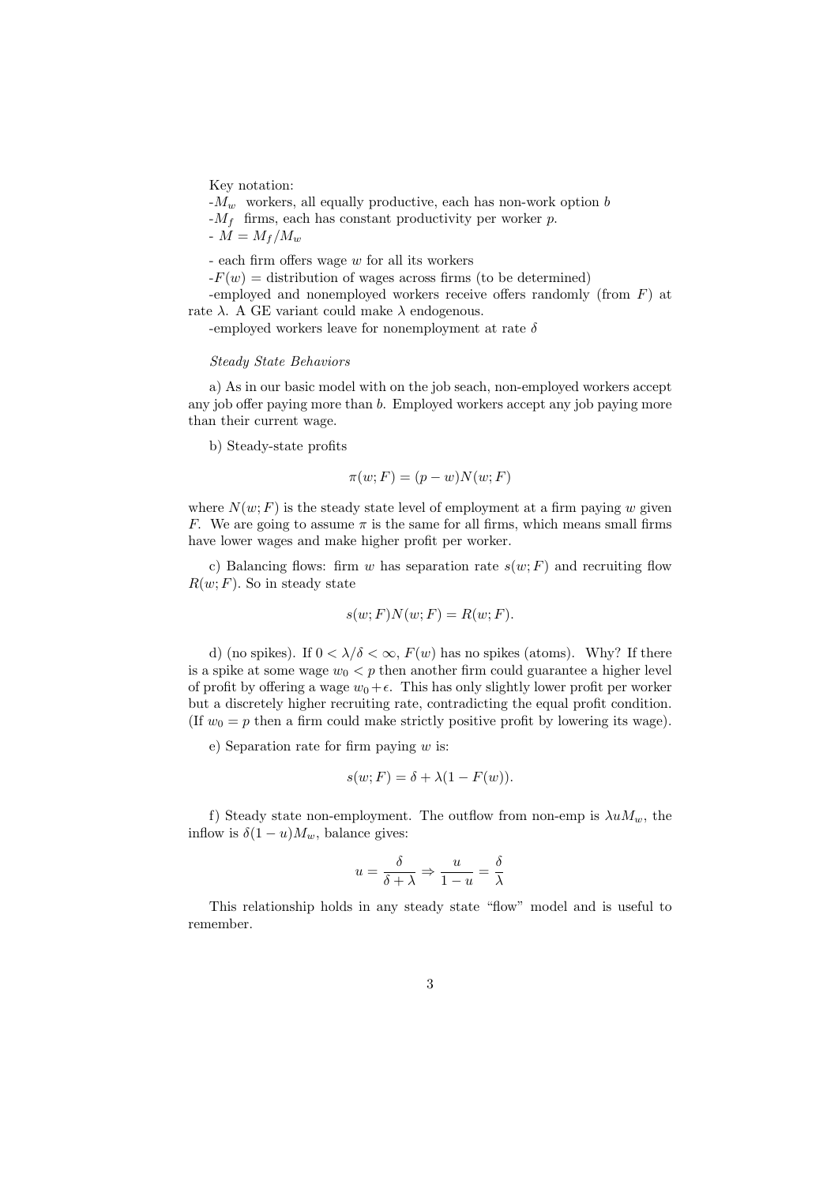Key notation:

- $M_w$ workers, all equally productive, each has non-work option $b$
- $M_f$ firms, each has constant productivity per worker $p$.
- $M = M_f/M_w$

- each firm offers wage $w$ for all its workers
- $F(w)$ = distribution of wages across firms (to be determined)
- employed and nonemployed workers receive offers randomly (from $F$) at rate $\lambda$. A GE variant could make $\lambda$ endogenous.
- employed workers leave for nonemployment at rate $\delta$

*Steady State Behaviors*

a) As in our basic model with on the job seach, non-employed workers accept any job offer paying more than $b$. Employed workers accept any job paying more than their current wage.

b) Steady-state profits

$$\pi(w;F) = (p-w)N(w;F)$$

where $N(w;F)$ is the steady state level of employment at a firm paying $w$ given $F$. We are going to assume $\pi$ is the same for all firms, which means small firms have lower wages and make higher profit per worker.

c) Balancing flows: firm $w$ has separation rate $s(w;F)$ and recruiting flow $R(w;F)$. So in steady state

$$s(w;F)N(w;F) = R(w;F).$$

d) (no spikes). If $0 < \lambda/\delta < \infty$, $F(w)$ has no spikes (atoms). Why? If there is a spike at some wage $w_0 < p$ then another firm could guarantee a higher level of profit by offering a wage $w_0 + \epsilon$. This has only slightly lower profit per worker but a discretely higher recruiting rate, contradicting the equal profit condition. (If $w_0 = p$ then a firm could make strictly positive profit by lowering its wage).

e) Separation rate for firm paying $w$ is:

$$s(w;F) = \delta + \lambda(1 - F(w)).$$

f) Steady state non-employment. The outflow from non-emp is $\lambda u M_w$, the inflow is $\delta(1-u)M_w$, balance gives:

$$u = \frac{\delta}{\delta + \lambda} \Rightarrow \frac{u}{1-u} = \frac{\delta}{\lambda}$$

This relationship holds in any steady state "flow" model and is useful to remember.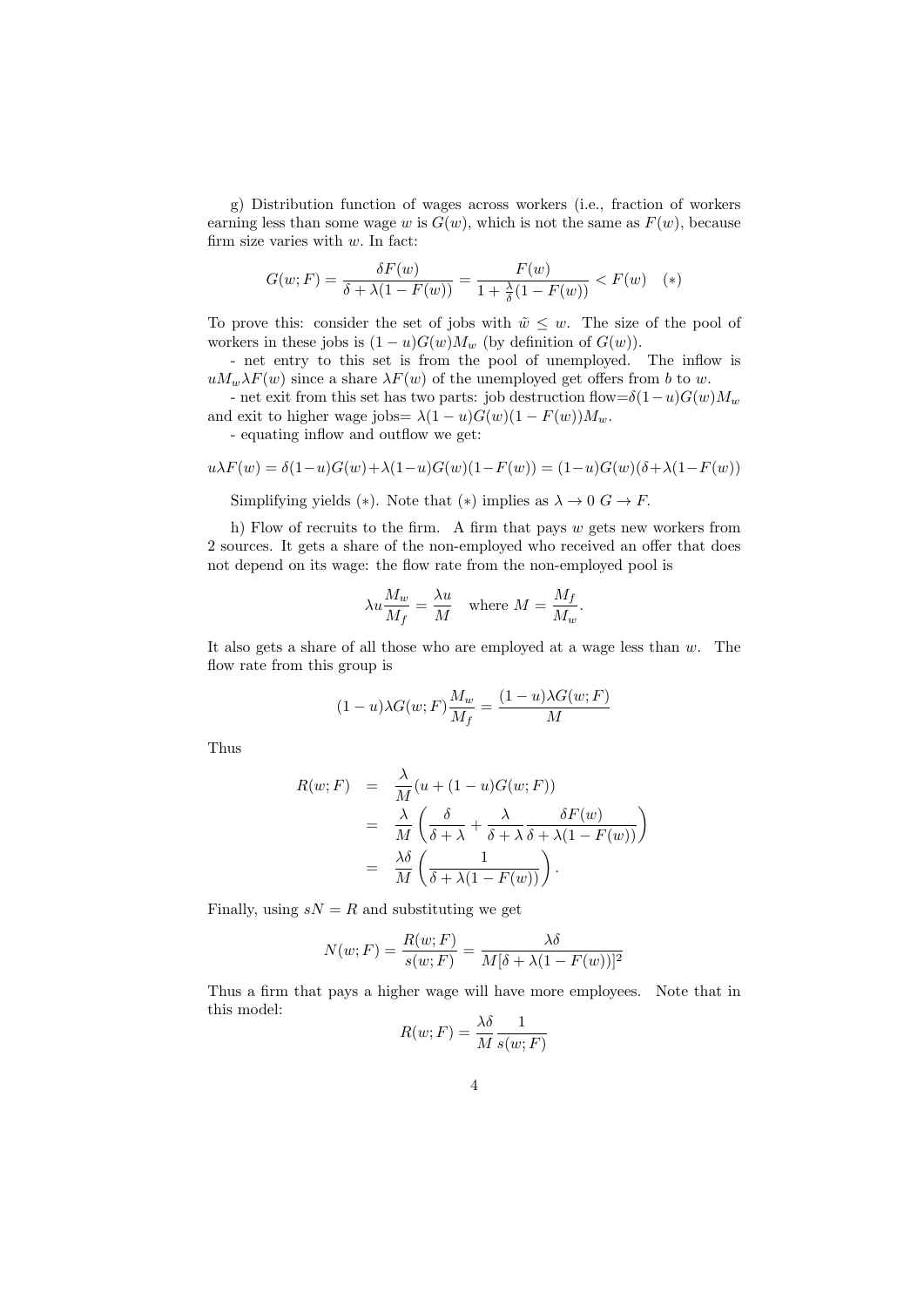g) Distribution function of wages across workers (i.e., fraction of workers earning less than some wage $w$ is $G(w)$, which is not the same as $F(w)$, because firm size varies with $w$. In fact:

$$G(w; F) = \frac{\delta F(w)}{\delta + \lambda(1 - F(w))} = \frac{F(w)}{1 + \frac{\lambda}{\delta}(1 - F(w))} < F(w) \quad (*)$$

To prove this: consider the set of jobs with $\tilde{w} \leq w$. The size of the pool of workers in these jobs is $(1-u)G(w)M_w$ (by definition of $G(w)$).

- net entry to this set is from the pool of unemployed. The inflow is $uM_w\lambda F(w)$ since a share $\lambda F(w)$ of the unemployed get offers from $b$ to $w$.

- net exit from this set has two parts: job destruction flow$=\delta(1-u)G(w)M_w$ and exit to higher wage jobs$= \lambda(1-u)G(w)(1-F(w))M_w$.

- equating inflow and outflow we get:

$$u\lambda F(w) = \delta(1-u)G(w) + \lambda(1-u)G(w)(1-F(w)) = (1-u)G(w)(\delta + \lambda(1-F(w))$$

Simplifying yields $(*)$. Note that $(*)$ implies as $\lambda \to 0$ $G \to F$.

h) Flow of recruits to the firm. A firm that pays $w$ gets new workers from 2 sources. It gets a share of the non-employed who received an offer that does not depend on its wage: the flow rate from the non-employed pool is

$$\lambda u \frac{M_w}{M_f} = \frac{\lambda u}{M} \quad \text{where } M = \frac{M_f}{M_w}.$$

It also gets a share of all those who are employed at a wage less than $w$. The flow rate from this group is

$$(1-u)\lambda G(w; F)\frac{M_w}{M_f} = \frac{(1-u)\lambda G(w; F)}{M}$$

Thus

$$\begin{aligned}
R(w; F) &= \frac{\lambda}{M}(u + (1-u)G(w; F)) \\
&= \frac{\lambda}{M}\left(\frac{\delta}{\delta + \lambda} + \frac{\lambda}{\delta + \lambda}\frac{\delta F(w)}{\delta + \lambda(1 - F(w))}\right) \\
&= \frac{\lambda\delta}{M}\left(\frac{1}{\delta + \lambda(1 - F(w))}\right).
\end{aligned}$$

Finally, using $sN = R$ and substituting we get

$$N(w; F) = \frac{R(w; F)}{s(w; F)} = \frac{\lambda\delta}{M[\delta + \lambda(1 - F(w))]^2}$$

Thus a firm that pays a higher wage will have more employees. Note that in this model:

$$R(w; F) = \frac{\lambda\delta}{M}\frac{1}{s(w; F)}$$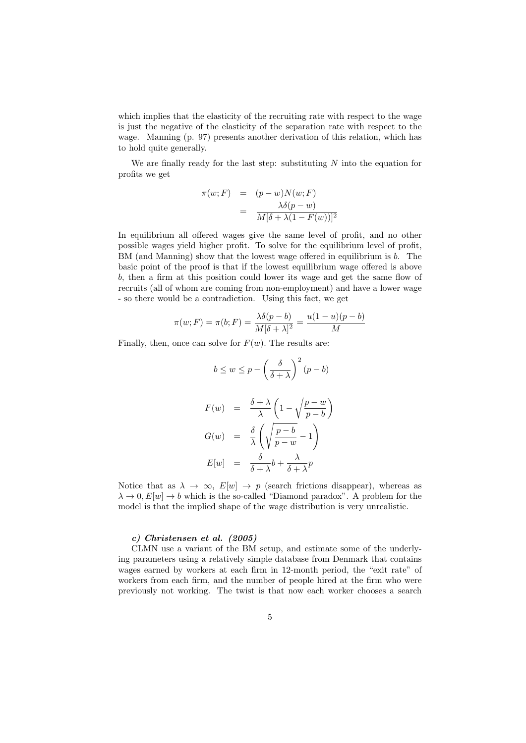which implies that the elasticity of the recruiting rate with respect to the wage is just the negative of the elasticity of the separation rate with respect to the wage. Manning (p. 97) presents another derivation of this relation, which has to hold quite generally.

We are finally ready for the last step: substituting $N$ into the equation for profits we get

$$\begin{aligned}
\pi(w;F) &= (p-w)N(w;F) \\
&= \frac{\lambda\delta(p-w)}{M[\delta+\lambda(1-F(w))]^2}
\end{aligned}$$

In equilibrium all offered wages give the same level of profit, and no other possible wages yield higher profit. To solve for the equilibrium level of profit, BM (and Manning) show that the lowest wage offered in equilibrium is $b$. The basic point of the proof is that if the lowest equilibrium wage offered is above $b$, then a firm at this position could lower its wage and get the same flow of recruits (all of whom are coming from non-employment) and have a lower wage - so there would be a contradiction. Using this fact, we get

$$\pi(w;F) = \pi(b;F) = \frac{\lambda\delta(p-b)}{M[\delta+\lambda]^2} = \frac{u(1-u)(p-b)}{M}$$

Finally, then, once can solve for $F(w)$. The results are:

$$b \leq w \leq p - \left(\frac{\delta}{\delta+\lambda}\right)^2 (p-b)$$

$$\begin{aligned}
F(w) &= \frac{\delta+\lambda}{\lambda}\left(1-\sqrt{\frac{p-w}{p-b}}\right) \\
G(w) &= \frac{\delta}{\lambda}\left(\sqrt{\frac{p-b}{p-w}}-1\right) \\
E[w] &= \frac{\delta}{\delta+\lambda}b + \frac{\lambda}{\delta+\lambda}p
\end{aligned}$$

Notice that as $\lambda \to \infty$, $E[w] \to p$ (search frictions disappear), whereas as $\lambda \to 0, E[w] \to b$ which is the so-called "Diamond paradox". A problem for the model is that the implied shape of the wage distribution is very unrealistic.

***c) Christensen et al. (2005)***

CLMN use a variant of the BM setup, and estimate some of the underlying parameters using a relatively simple database from Denmark that contains wages earned by workers at each firm in 12-month period, the "exit rate" of workers from each firm, and the number of people hired at the firm who were previously not working. The twist is that now each worker chooses a search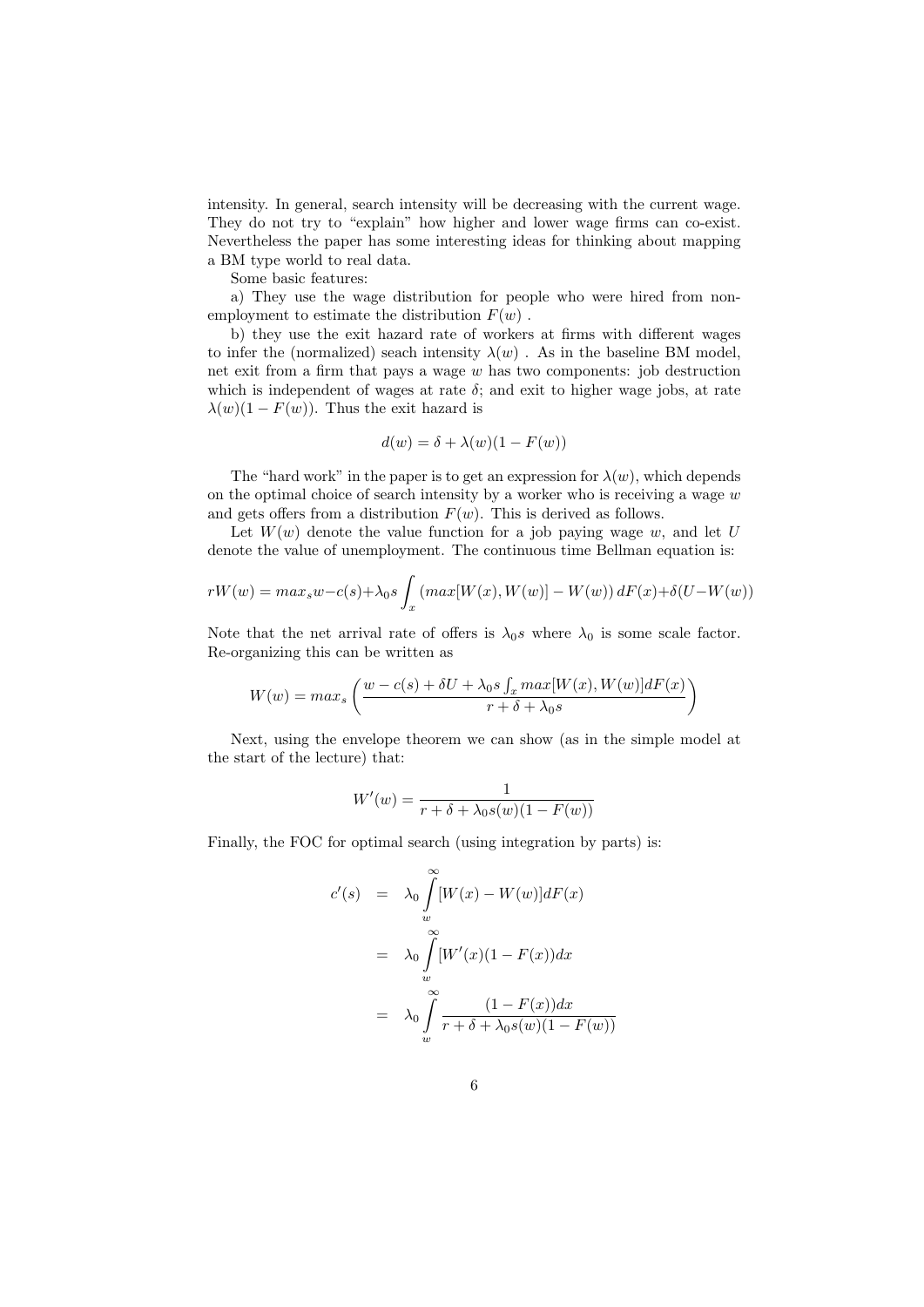intensity. In general, search intensity will be decreasing with the current wage. They do not try to "explain" how higher and lower wage firms can co-exist. Nevertheless the paper has some interesting ideas for thinking about mapping a BM type world to real data.

Some basic features:

a) They use the wage distribution for people who were hired from non-employment to estimate the distribution $F(w)$ .

b) they use the exit hazard rate of workers at firms with different wages to infer the (normalized) seach intensity $\lambda(w)$ . As in the baseline BM model, net exit from a firm that pays a wage $w$ has two components: job destruction which is independent of wages at rate $\delta$; and exit to higher wage jobs, at rate $\lambda(w)(1 - F(w))$. Thus the exit hazard is

$$d(w) = \delta + \lambda(w)(1 - F(w))$$

The "hard work" in the paper is to get an expression for $\lambda(w)$, which depends on the optimal choice of search intensity by a worker who is receiving a wage $w$ and gets offers from a distribution $F(w)$. This is derived as follows.

Let $W(w)$ denote the value function for a job paying wage $w$, and let $U$ denote the value of unemployment. The continuous time Bellman equation is:

$$rW(w) = max_s w - c(s) + \lambda_0 s \int_x (max[W(x), W(w)] - W(w))\, dF(x) + \delta(U - W(w))$$

Note that the net arrival rate of offers is $\lambda_0 s$ where $\lambda_0$ is some scale factor. Re-organizing this can be written as

$$W(w) = max_s \left( \frac{w - c(s) + \delta U + \lambda_0 s \int_x max[W(x), W(w)] dF(x)}{r + \delta + \lambda_0 s} \right)$$

Next, using the envelope theorem we can show (as in the simple model at the start of the lecture) that:

$$W'(w) = \frac{1}{r + \delta + \lambda_0 s(w)(1 - F(w))}$$

Finally, the FOC for optimal search (using integration by parts) is:

$$\begin{aligned}
c'(s) &= \lambda_0 \int_w^\infty [W(x) - W(w)] dF(x) \\
&= \lambda_0 \int_w^\infty [W'(x)(1 - F(x)) dx \\
&= \lambda_0 \int_w^\infty \frac{(1 - F(x)) dx}{r + \delta + \lambda_0 s(w)(1 - F(w))}
\end{aligned}$$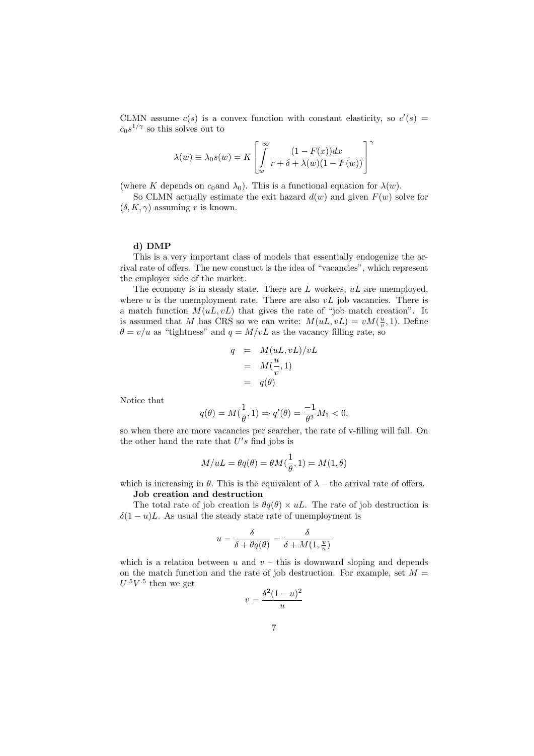CLMN assume $c(s)$ is a convex function with constant elasticity, so $c'(s) = c_0 s^{1/\gamma}$ so this solves out to

$$\lambda(w) \equiv \lambda_0 s(w) = K \left[ \int_w^\infty \frac{(1 - F(x))dx}{r + \delta + \lambda(w)(1 - F(w))} \right]^\gamma$$

(where $K$ depends on $c_0$and $\lambda_0$). This is a functional equation for $\lambda(w)$.

So CLMN actually estimate the exit hazard $d(w)$ and given $F(w)$ solve for $(\delta, K, \gamma)$ assuming $r$ is known.

**d) DMP**

This is a very important class of models that essentially endogenize the arrival rate of offers. The new constuct is the idea of "vacancies", which represent the employer side of the market.

The economy is in steady state. There are $L$ workers, $uL$ are unemployed, where $u$ is the unemployment rate. There are also $vL$ job vacancies. There is a match function $M(uL, vL)$ that gives the rate of "job match creation". It is assumed that $M$ has CRS so we can write: $M(uL, vL) = vM(\frac{u}{v}, 1)$. Define $\theta = v/u$ as "tightness" and $q = M/vL$ as the vacancy filling rate, so

$$\begin{aligned} q &= M(uL, vL)/vL \\ &= M(\frac{u}{v}, 1) \\ &= q(\theta) \end{aligned}$$

Notice that

$$q(\theta) = M(\frac{1}{\theta}, 1) \Rightarrow q'(\theta) = \frac{-1}{\theta^2} M_1 < 0,$$

so when there are more vacancies per searcher, the rate of v-filling will fall. On the other hand the rate that $U's$ find jobs is

$$M/uL = \theta q(\theta) = \theta M(\frac{1}{\theta}, 1) = M(1, \theta)$$

which is increasing in $\theta$. This is the equivalent of $\lambda$ – the arrival rate of offers.

**Job creation and destruction**

The total rate of job creation is $\theta q(\theta) \times uL$. The rate of job destruction is $\delta(1 - u)L$. As usual the steady state rate of unemployment is

$$u = \frac{\delta}{\delta + \theta q(\theta)} = \frac{\delta}{\delta + M(1, \frac{v}{u})}$$

which is a relation between $u$ and $v$ – this is downward sloping and depends on the match function and the rate of job destruction. For example, set $M = U^{.5} V^{.5}$ then we get

$$v = \frac{\delta^2 (1 - u)^2}{u}$$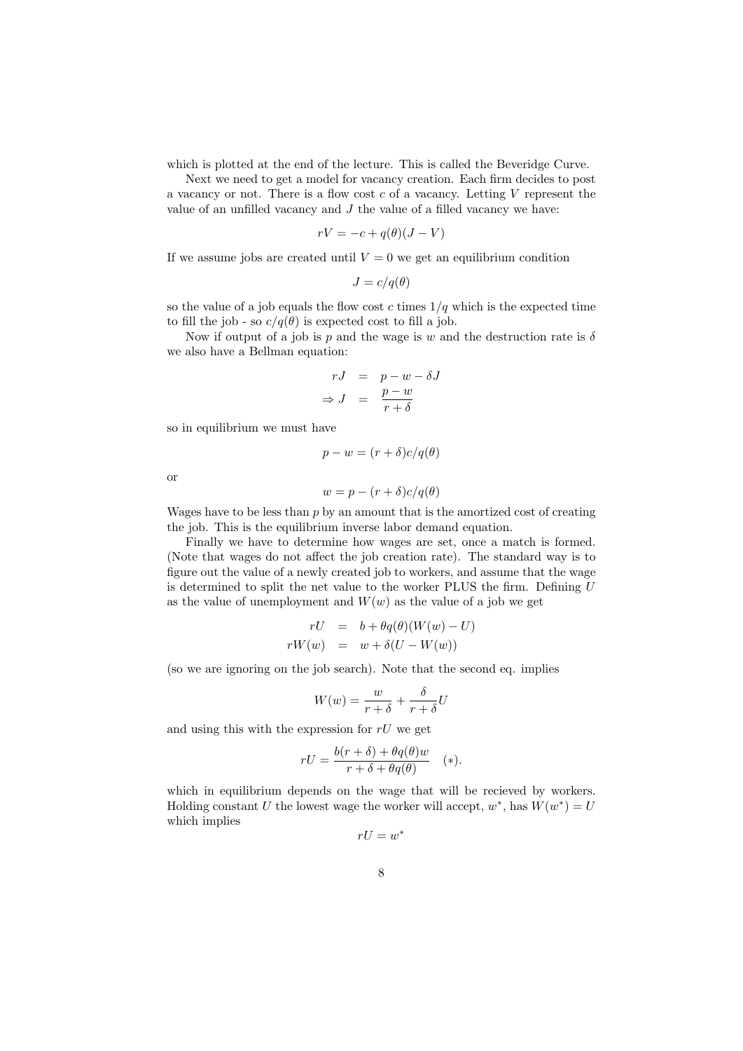which is plotted at the end of the lecture. This is called the Beveridge Curve.

Next we need to get a model for vacancy creation. Each firm decides to post a vacancy or not. There is a flow cost $c$ of a vacancy. Letting $V$ represent the value of an unfilled vacancy and $J$ the value of a filled vacancy we have:

$$rV = -c + q(\theta)(J - V)$$

If we assume jobs are created until $V = 0$ we get an equilibrium condition

$$J = c/q(\theta)$$

so the value of a job equals the flow cost $c$ times $1/q$ which is the expected time to fill the job - so $c/q(\theta)$ is expected cost to fill a job.

Now if output of a job is $p$ and the wage is $w$ and the destruction rate is $\delta$ we also have a Bellman equation:

$$\begin{aligned} rJ &= p - w - \delta J \\ \Rightarrow J &= \frac{p - w}{r + \delta} \end{aligned}$$

so in equilibrium we must have

$$p - w = (r + \delta)c/q(\theta)$$

or

$$w = p - (r + \delta)c/q(\theta)$$

Wages have to be less than $p$ by an amount that is the amortized cost of creating the job. This is the equilibrium inverse labor demand equation.

Finally we have to determine how wages are set, once a match is formed. (Note that wages do not affect the job creation rate). The standard way is to figure out the value of a newly created job to workers, and assume that the wage is determined to split the net value to the worker PLUS the firm. Defining $U$ as the value of unemployment and $W(w)$ as the value of a job we get

$$\begin{aligned} rU &= b + \theta q(\theta)(W(w) - U) \\ rW(w) &= w + \delta(U - W(w)) \end{aligned}$$

(so we are ignoring on the job search). Note that the second eq. implies

$$W(w) = \frac{w}{r + \delta} + \frac{\delta}{r + \delta} U$$

and using this with the expression for $rU$ we get

$$rU = \frac{b(r + \delta) + \theta q(\theta) w}{r + \delta + \theta q(\theta)} \quad (*).$$

which in equilibrium depends on the wage that will be recieved by workers. Holding constant $U$ the lowest wage the worker will accept, $w^*$, has $W(w^*) = U$ which implies

$$rU = w^*$$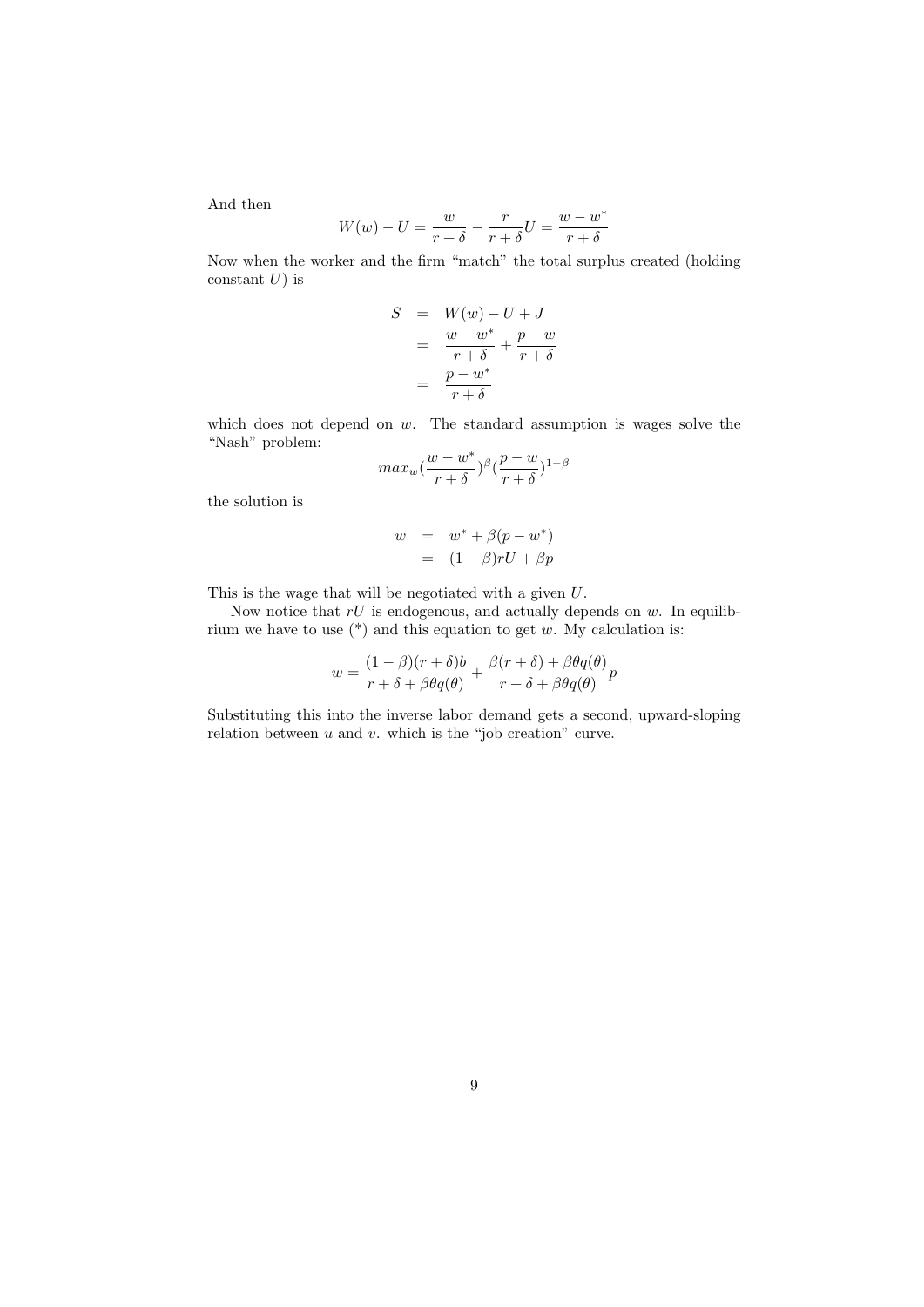And then

$$W(w) - U = \frac{w}{r+\delta} - \frac{r}{r+\delta}U = \frac{w - w^*}{r+\delta}$$

Now when the worker and the firm "match" the total surplus created (holding constant $U$) is

$$\begin{aligned} S &= W(w) - U + J \\ &= \frac{w - w^*}{r+\delta} + \frac{p - w}{r+\delta} \\ &= \frac{p - w^*}{r+\delta} \end{aligned}$$

which does not depend on $w$. The standard assumption is wages solve the "Nash" problem:

$$max_w \left(\frac{w - w^*}{r+\delta}\right)^{\beta} \left(\frac{p - w}{r+\delta}\right)^{1-\beta}$$

the solution is

$$\begin{aligned} w &= w^* + \beta(p - w^*) \\ &= (1-\beta)rU + \beta p \end{aligned}$$

This is the wage that will be negotiated with a given $U$.

Now notice that $rU$ is endogenous, and actually depends on $w$. In equilibrium we have to use (*) and this equation to get $w$. My calculation is:

$$w = \frac{(1-\beta)(r+\delta)b}{r+\delta+\beta\theta q(\theta)} + \frac{\beta(r+\delta) + \beta\theta q(\theta)}{r+\delta+\beta\theta q(\theta)}p$$

Substituting this into the inverse labor demand gets a second, upward-sloping relation between $u$ and $v$. which is the "job creation" curve.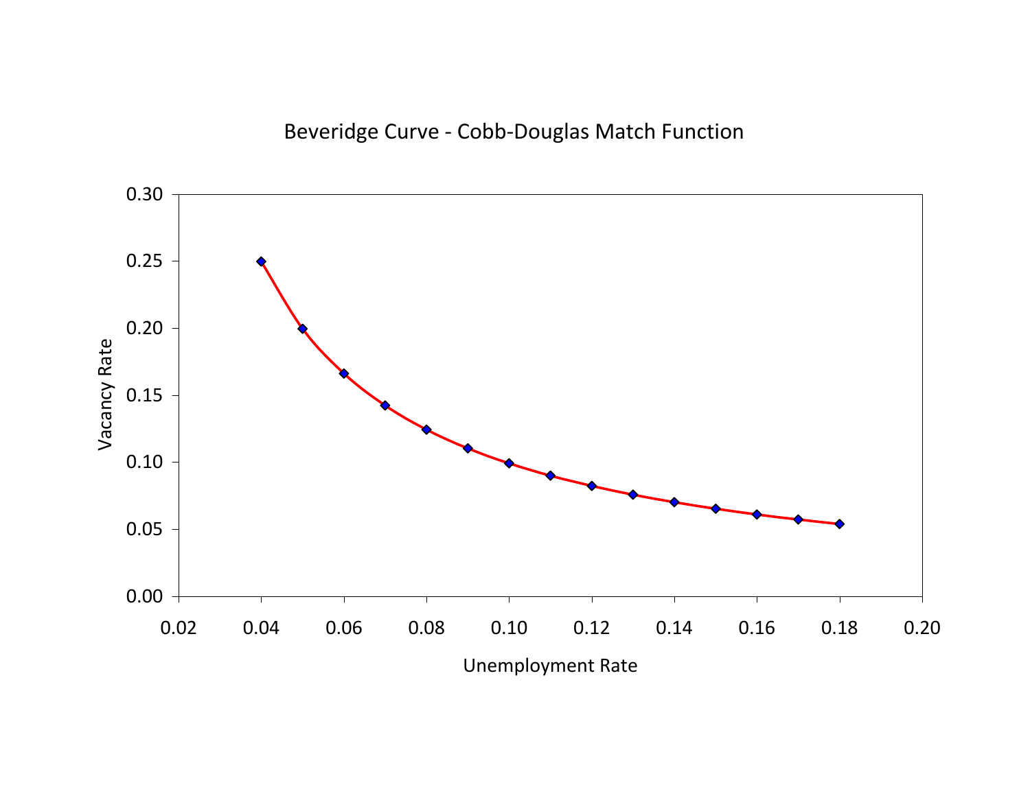Beveridge Curve - Cobb-Douglas Match Function

Vacancy Rate

0.30
0.25
0.20
0.15
0.10
0.05
0.00

0.02 0.04 0.06 0.08 0.10 0.12 0.14 0.16 0.18 0.20

Unemployment Rate